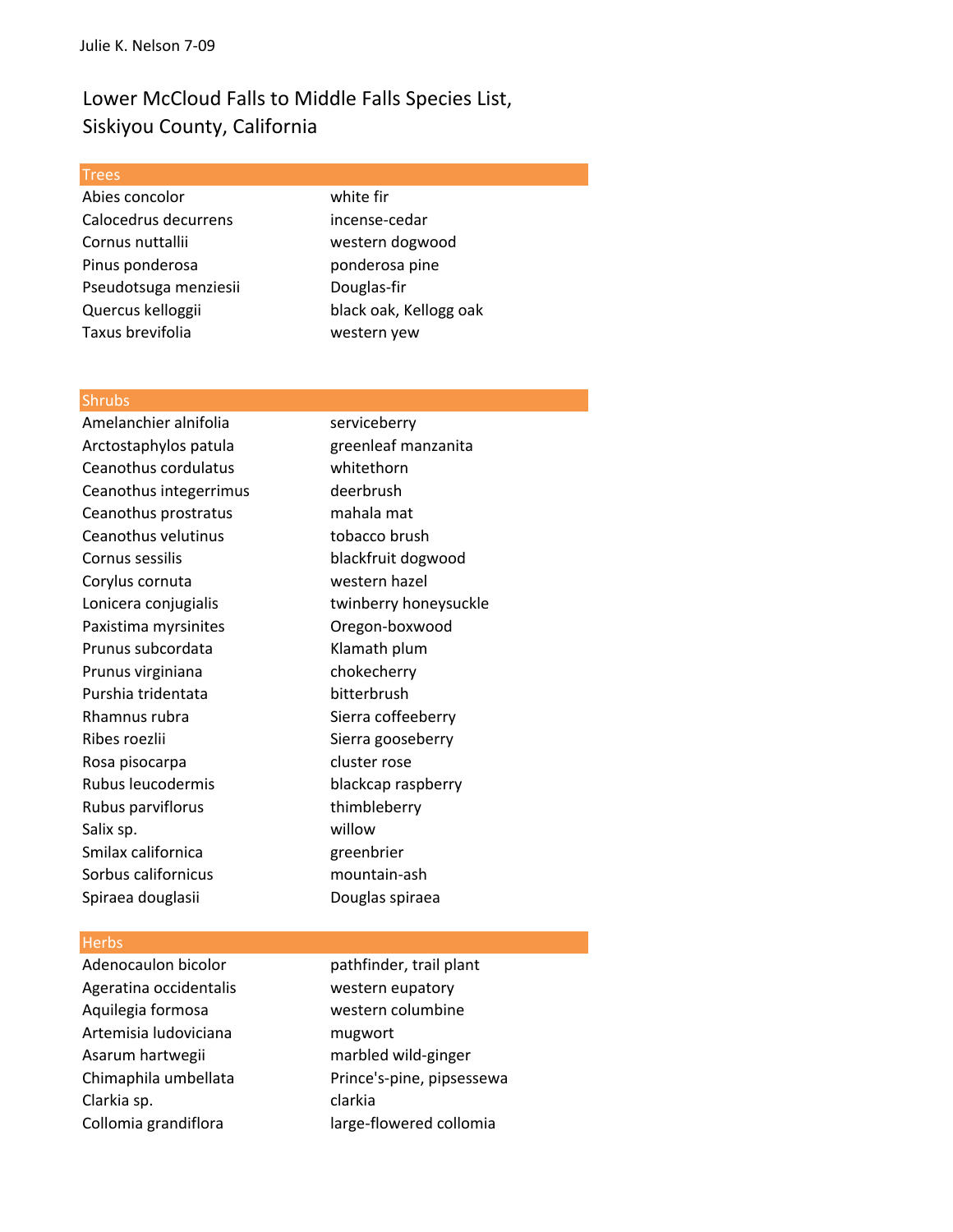Julie K. Nelson 7-09

# Lower McCloud Falls to Middle Falls Species List, Siskiyou County, California

## Trees

| | |
|---|---|
| Abies concolor | white fir |
| Calocedrus decurrens | incense-cedar |
| Cornus nuttallii | western dogwood |
| Pinus ponderosa | ponderosa pine |
| Pseudotsuga menziesii | Douglas-fir |
| Quercus kelloggii | black oak, Kellogg oak |
| Taxus brevifolia | western yew |

## Shrubs

| | |
|---|---|
| Amelanchier alnifolia | serviceberry |
| Arctostaphylos patula | greenleaf manzanita |
| Ceanothus cordulatus | whitethorn |
| Ceanothus integerrimus | deerbrush |
| Ceanothus prostratus | mahala mat |
| Ceanothus velutinus | tobacco brush |
| Cornus sessilis | blackfruit dogwood |
| Corylus cornuta | western hazel |
| Lonicera conjugialis | twinberry honeysuckle |
| Paxistima myrsinites | Oregon-boxwood |
| Prunus subcordata | Klamath plum |
| Prunus virginiana | chokecherry |
| Purshia tridentata | bitterbrush |
| Rhamnus rubra | Sierra coffeeberry |
| Ribes roezlii | Sierra gooseberry |
| Rosa pisocarpa | cluster rose |
| Rubus leucodermis | blackcap raspberry |
| Rubus parviflorus | thimbleberry |
| Salix sp. | willow |
| Smilax californica | greenbrier |
| Sorbus californicus | mountain-ash |
| Spiraea douglasii | Douglas spiraea |

## Herbs

| | |
|---|---|
| Adenocaulon bicolor | pathfinder, trail plant |
| Ageratina occidentalis | western eupatory |
| Aquilegia formosa | western columbine |
| Artemisia ludoviciana | mugwort |
| Asarum hartwegii | marbled wild-ginger |
| Chimaphila umbellata | Prince's-pine, pipsessewa |
| Clarkia sp. | clarkia |
| Collomia grandiflora | large-flowered collomia |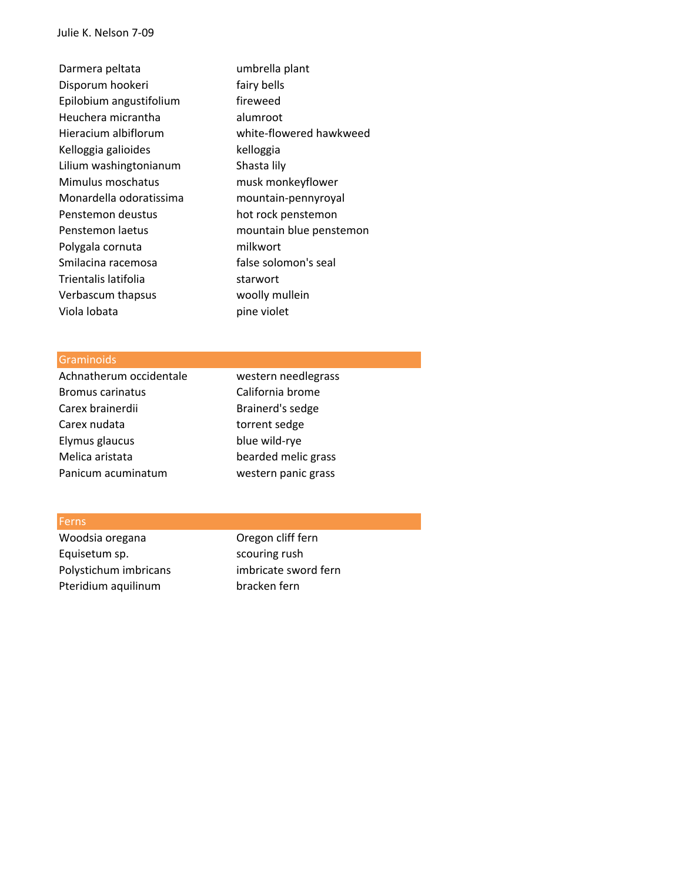| | |
|---|---|
| Darmera peltata | umbrella plant |
| Disporum hookeri | fairy bells |
| Epilobium angustifolium | fireweed |
| Heuchera micrantha | alumroot |
| Hieracium albiflorum | white-flowered hawkweed |
| Kelloggia galioides | kelloggia |
| Lilium washingtonianum | Shasta lily |
| Mimulus moschatus | musk monkeyflower |
| Monardella odoratissima | mountain-pennyroyal |
| Penstemon deustus | hot rock penstemon |
| Penstemon laetus | mountain blue penstemon |
| Polygala cornuta | milkwort |
| Smilacina racemosa | false solomon's seal |
| Trientalis latifolia | starwort |
| Verbascum thapsus | woolly mullein |
| Viola lobata | pine violet |

| Graminoids | |
|---|---|
| Achnatherum occidentale | western needlegrass |
| Bromus carinatus | California brome |
| Carex brainerdii | Brainerd's sedge |
| Carex nudata | torrent sedge |
| Elymus glaucus | blue wild-rye |
| Melica aristata | bearded melic grass |
| Panicum acuminatum | western panic grass |

| Ferns | |
|---|---|
| Woodsia oregana | Oregon cliff fern |
| Equisetum sp. | scouring rush |
| Polystichum imbricans | imbricate sword fern |
| Pteridium aquilinum | bracken fern |